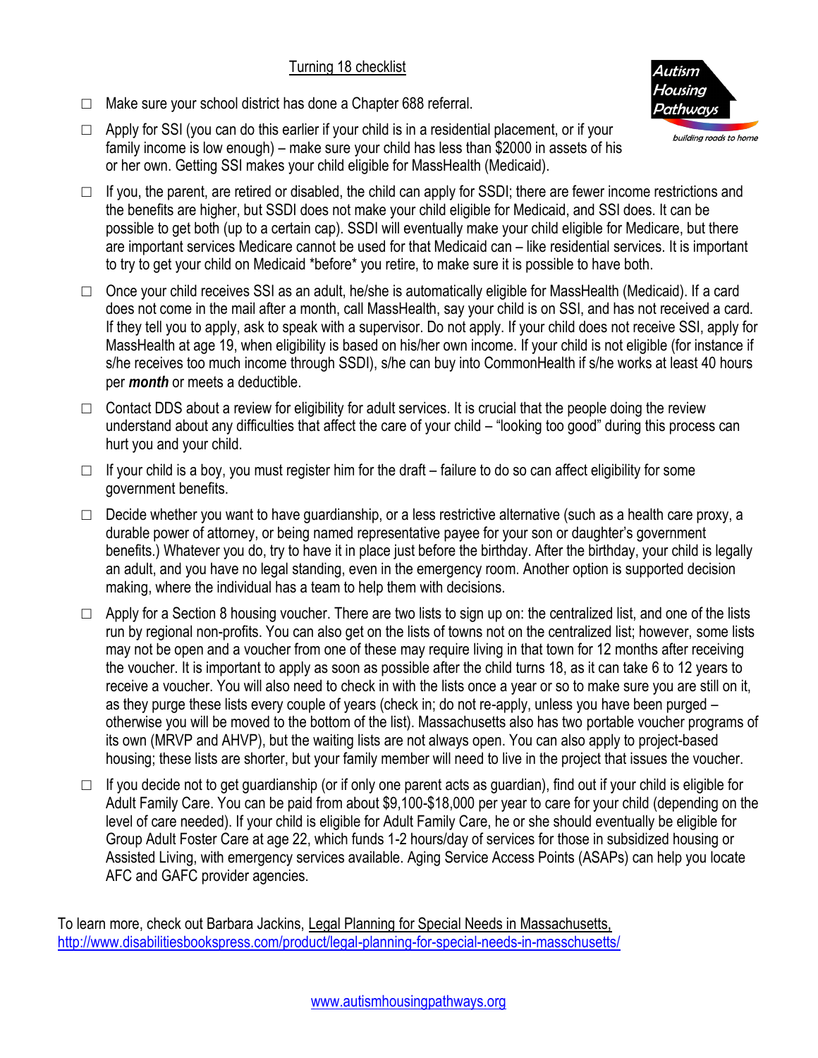Turning 18 checklist

- ☐ Make sure your school district has done a Chapter 688 referral.
- ☐ Apply for SSI (you can do this earlier if your child is in a residential placement, or if your family income is low enough) – make sure your child has less than $2000 in assets of his or her own. Getting SSI makes your child eligible for MassHealth (Medicaid).
- ☐ If you, the parent, are retired or disabled, the child can apply for SSDI; there are fewer income restrictions and the benefits are higher, but SSDI does not make your child eligible for Medicaid, and SSI does. It can be possible to get both (up to a certain cap). SSDI will eventually make your child eligible for Medicare, but there are important services Medicare cannot be used for that Medicaid can – like residential services. It is important to try to get your child on Medicaid *before* you retire, to make sure it is possible to have both.
- ☐ Once your child receives SSI as an adult, he/she is automatically eligible for MassHealth (Medicaid). If a card does not come in the mail after a month, call MassHealth, say your child is on SSI, and has not received a card. If they tell you to apply, ask to speak with a supervisor. Do not apply. If your child does not receive SSI, apply for MassHealth at age 19, when eligibility is based on his/her own income. If your child is not eligible (for instance if s/he receives too much income through SSDI), s/he can buy into CommonHealth if s/he works at least 40 hours per ***month*** or meets a deductible.
- ☐ Contact DDS about a review for eligibility for adult services. It is crucial that the people doing the review understand about any difficulties that affect the care of your child – "looking too good" during this process can hurt you and your child.
- ☐ If your child is a boy, you must register him for the draft – failure to do so can affect eligibility for some government benefits.
- ☐ Decide whether you want to have guardianship, or a less restrictive alternative (such as a health care proxy, a durable power of attorney, or being named representative payee for your son or daughter's government benefits.) Whatever you do, try to have it in place just before the birthday. After the birthday, your child is legally an adult, and you have no legal standing, even in the emergency room. Another option is supported decision making, where the individual has a team to help them with decisions.
- ☐ Apply for a Section 8 housing voucher. There are two lists to sign up on: the centralized list, and one of the lists run by regional non-profits. You can also get on the lists of towns not on the centralized list; however, some lists may not be open and a voucher from one of these may require living in that town for 12 months after receiving the voucher. It is important to apply as soon as possible after the child turns 18, as it can take 6 to 12 years to receive a voucher. You will also need to check in with the lists once a year or so to make sure you are still on it, as they purge these lists every couple of years (check in; do not re-apply, unless you have been purged – otherwise you will be moved to the bottom of the list). Massachusetts also has two portable voucher programs of its own (MRVP and AHVP), but the waiting lists are not always open. You can also apply to project-based housing; these lists are shorter, but your family member will need to live in the project that issues the voucher.
- ☐ If you decide not to get guardianship (or if only one parent acts as guardian), find out if your child is eligible for Adult Family Care. You can be paid from about $9,100-$18,000 per year to care for your child (depending on the level of care needed). If your child is eligible for Adult Family Care, he or she should eventually be eligible for Group Adult Foster Care at age 22, which funds 1-2 hours/day of services for those in subsidized housing or Assisted Living, with emergency services available. Aging Service Access Points (ASAPs) can help you locate AFC and GAFC provider agencies.

To learn more, check out Barbara Jackins, Legal Planning for Special Needs in Massachusetts, http://www.disabilitiesbookspress.com/product/legal-planning-for-special-needs-in-masschusetts/

www.autismhousingpathways.org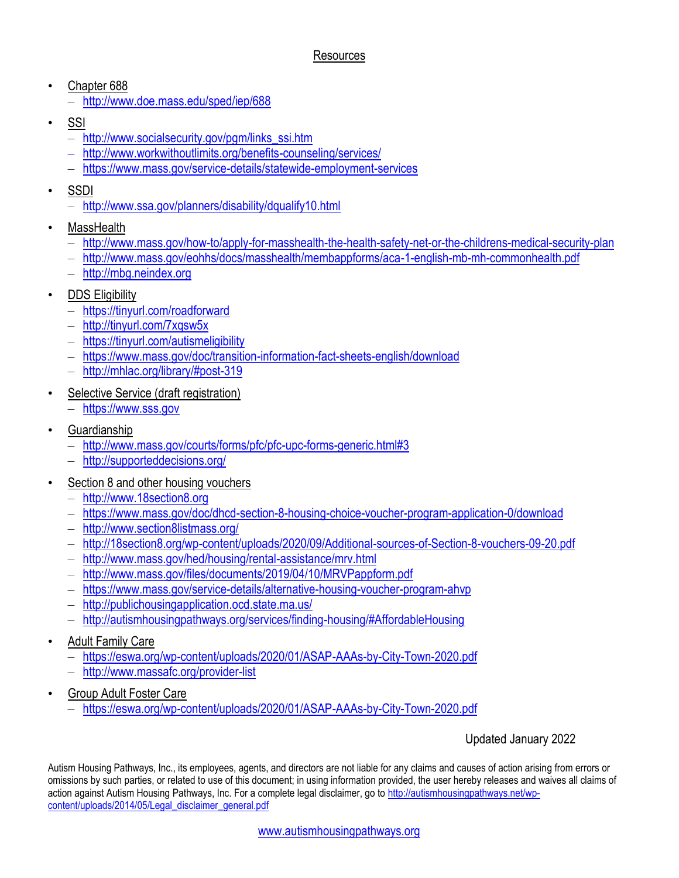## Resources

- Chapter 688
  - http://www.doe.mass.edu/sped/iep/688
- SSI
  - http://www.socialsecurity.gov/pgm/links_ssi.htm
  - http://www.workwithoutlimits.org/benefits-counseling/services/
  - https://www.mass.gov/service-details/statewide-employment-services
- SSDI
  - http://www.ssa.gov/planners/disability/dqualify10.html
- MassHealth
  - http://www.mass.gov/how-to/apply-for-masshealth-the-health-safety-net-or-the-childrens-medical-security-plan
  - http://www.mass.gov/eohhs/docs/masshealth/membappforms/aca-1-english-mb-mh-commonhealth.pdf
  - http://mbg.neindex.org
- DDS Eligibility
  - https://tinyurl.com/roadforward
  - http://tinyurl.com/7xqsw5x
  - https://tinyurl.com/autismeligibility
  - https://www.mass.gov/doc/transition-information-fact-sheets-english/download
  - http://mhlac.org/library/#post-319
- Selective Service (draft registration)
  - https://www.sss.gov
- Guardianship
  - http://www.mass.gov/courts/forms/pfc/pfc-upc-forms-generic.html#3
  - http://supporteddecisions.org/
- Section 8 and other housing vouchers
  - http://www.18section8.org
  - https://www.mass.gov/doc/dhcd-section-8-housing-choice-voucher-program-application-0/download
  - http://www.section8listmass.org/
  - http://18section8.org/wp-content/uploads/2020/09/Additional-sources-of-Section-8-vouchers-09-20.pdf
  - http://www.mass.gov/hed/housing/rental-assistance/mrv.html
  - http://www.mass.gov/files/documents/2019/04/10/MRVPappform.pdf
  - https://www.mass.gov/service-details/alternative-housing-voucher-program-ahvp
  - http://publichousingapplication.ocd.state.ma.us/
  - http://autismhousingpathways.org/services/finding-housing/#AffordableHousing
- Adult Family Care
  - https://eswa.org/wp-content/uploads/2020/01/ASAP-AAAs-by-City-Town-2020.pdf
  - http://www.massafc.org/provider-list
- Group Adult Foster Care
  - https://eswa.org/wp-content/uploads/2020/01/ASAP-AAAs-by-City-Town-2020.pdf

Updated January 2022

Autism Housing Pathways, Inc., its employees, agents, and directors are not liable for any claims and causes of action arising from errors or omissions by such parties, or related to use of this document; in using information provided, the user hereby releases and waives all claims of action against Autism Housing Pathways, Inc. For a complete legal disclaimer, go to http://autismhousingpathways.net/wp-content/uploads/2014/05/Legal_disclaimer_general.pdf

www.autismhousingpathways.org